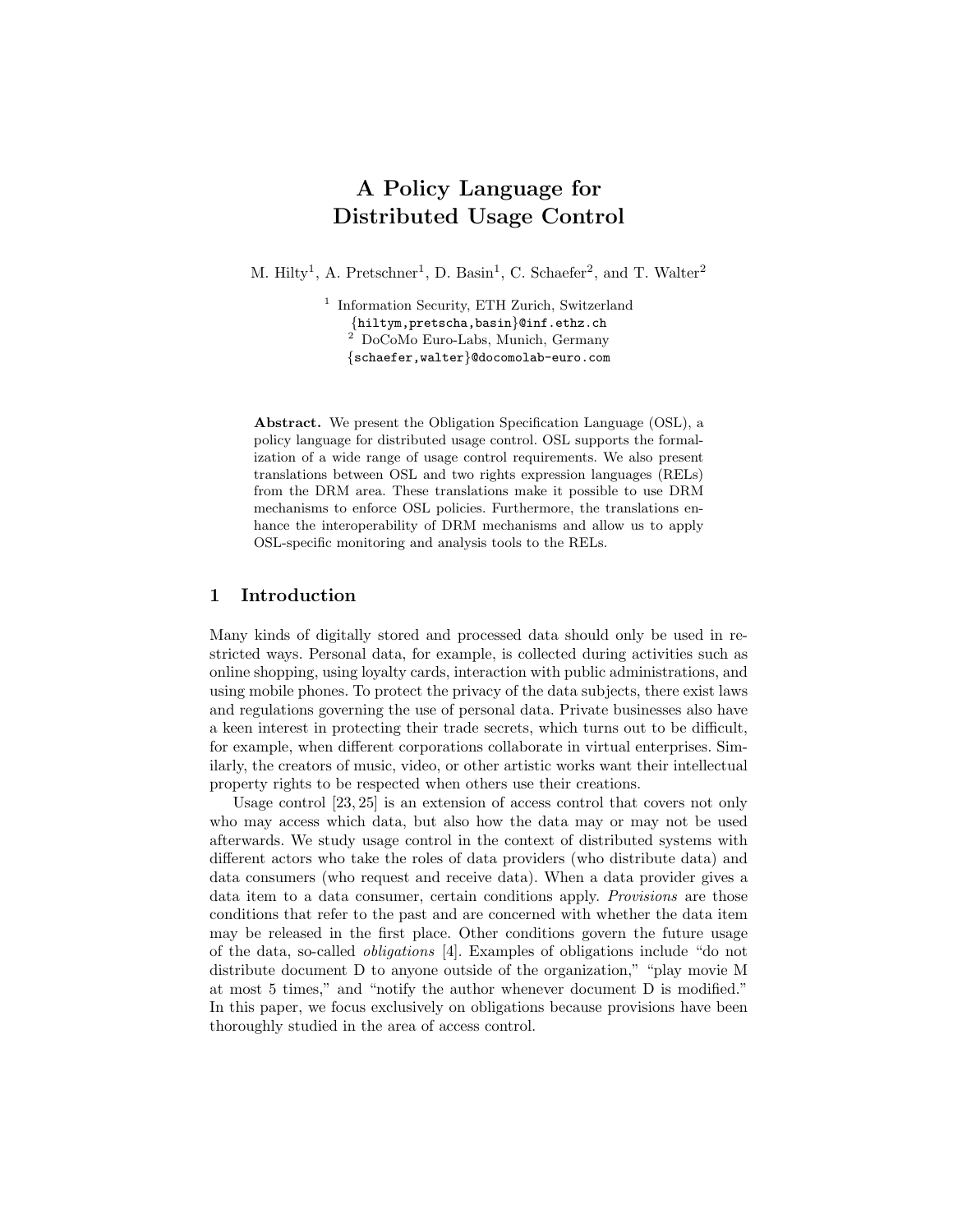# A Policy Language for Distributed Usage Control

M. Hilty[1], A. Pretschner[1], D. Basin[1], C. Schaefer[2], and T. Walter[2]

[1] Information Security, ETH Zurich, Switzerland
{hiltym,pretscha,basin}@inf.ethz.ch
[2] DoCoMo Euro-Labs, Munich, Germany
{schaefer,walter}@docomolab-euro.com

**Abstract.** We present the Obligation Specification Language (OSL), a policy language for distributed usage control. OSL supports the formalization of a wide range of usage control requirements. We also present translations between OSL and two rights expression languages (RELs) from the DRM area. These translations make it possible to use DRM mechanisms to enforce OSL policies. Furthermore, the translations enhance the interoperability of DRM mechanisms and allow us to apply OSL-specific monitoring and analysis tools to the RELs.

## 1 Introduction

Many kinds of digitally stored and processed data should only be used in restricted ways. Personal data, for example, is collected during activities such as online shopping, using loyalty cards, interaction with public administrations, and using mobile phones. To protect the privacy of the data subjects, there exist laws and regulations governing the use of personal data. Private businesses also have a keen interest in protecting their trade secrets, which turns out to be difficult, for example, when different corporations collaborate in virtual enterprises. Similarly, the creators of music, video, or other artistic works want their intellectual property rights to be respected when others use their creations.

Usage control [23, 25] is an extension of access control that covers not only who may access which data, but also how the data may or may not be used afterwards. We study usage control in the context of distributed systems with different actors who take the roles of data providers (who distribute data) and data consumers (who request and receive data). When a data provider gives a data item to a data consumer, certain conditions apply. *Provisions* are those conditions that refer to the past and are concerned with whether the data item may be released in the first place. Other conditions govern the future usage of the data, so-called *obligations* [4]. Examples of obligations include "do not distribute document D to anyone outside of the organization," "play movie M at most 5 times," and "notify the author whenever document D is modified." In this paper, we focus exclusively on obligations because provisions have been thoroughly studied in the area of access control.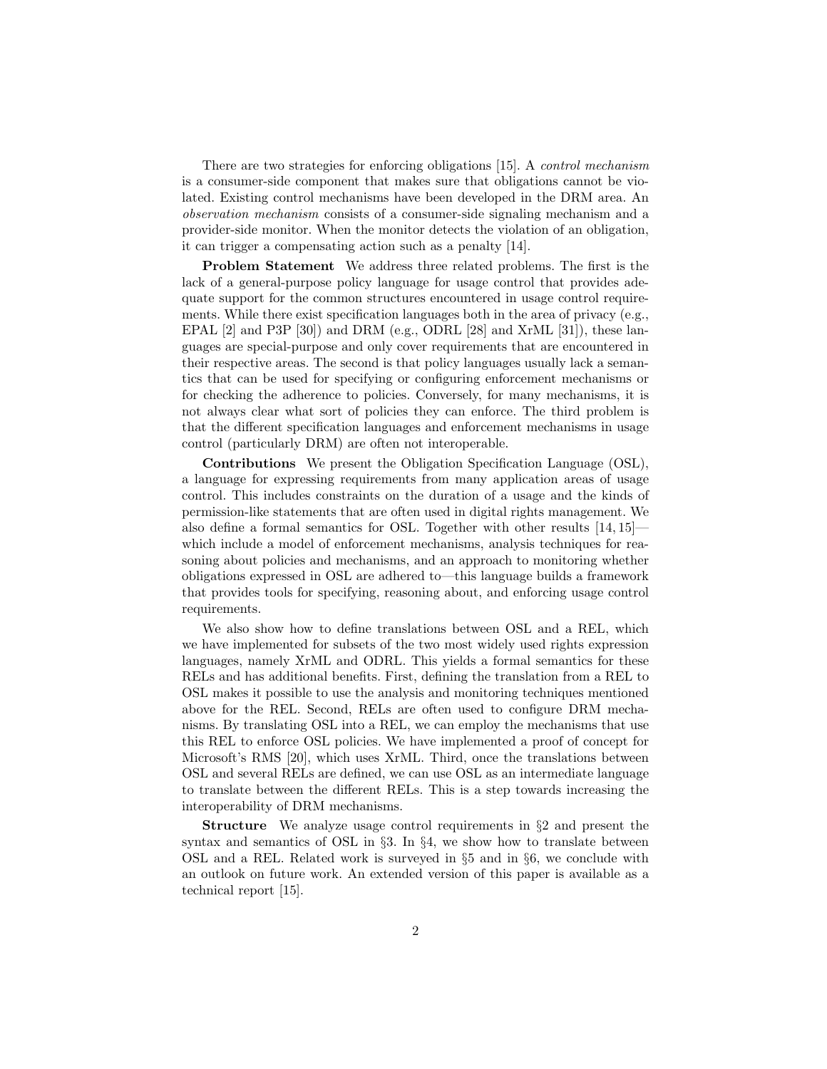There are two strategies for enforcing obligations [15]. A *control mechanism* is a consumer-side component that makes sure that obligations cannot be violated. Existing control mechanisms have been developed in the DRM area. An *observation mechanism* consists of a consumer-side signaling mechanism and a provider-side monitor. When the monitor detects the violation of an obligation, it can trigger a compensating action such as a penalty [14].

**Problem Statement** We address three related problems. The first is the lack of a general-purpose policy language for usage control that provides adequate support for the common structures encountered in usage control requirements. While there exist specification languages both in the area of privacy (e.g., EPAL [2] and P3P [30]) and DRM (e.g., ODRL [28] and XrML [31]), these languages are special-purpose and only cover requirements that are encountered in their respective areas. The second is that policy languages usually lack a semantics that can be used for specifying or configuring enforcement mechanisms or for checking the adherence to policies. Conversely, for many mechanisms, it is not always clear what sort of policies they can enforce. The third problem is that the different specification languages and enforcement mechanisms in usage control (particularly DRM) are often not interoperable.

**Contributions** We present the Obligation Specification Language (OSL), a language for expressing requirements from many application areas of usage control. This includes constraints on the duration of a usage and the kinds of permission-like statements that are often used in digital rights management. We also define a formal semantics for OSL. Together with other results [14, 15]—which include a model of enforcement mechanisms, analysis techniques for reasoning about policies and mechanisms, and an approach to monitoring whether obligations expressed in OSL are adhered to—this language builds a framework that provides tools for specifying, reasoning about, and enforcing usage control requirements.

We also show how to define translations between OSL and a REL, which we have implemented for subsets of the two most widely used rights expression languages, namely XrML and ODRL. This yields a formal semantics for these RELs and has additional benefits. First, defining the translation from a REL to OSL makes it possible to use the analysis and monitoring techniques mentioned above for the REL. Second, RELs are often used to configure DRM mechanisms. By translating OSL into a REL, we can employ the mechanisms that use this REL to enforce OSL policies. We have implemented a proof of concept for Microsoft's RMS [20], which uses XrML. Third, once the translations between OSL and several RELs are defined, we can use OSL as an intermediate language to translate between the different RELs. This is a step towards increasing the interoperability of DRM mechanisms.

**Structure** We analyze usage control requirements in §2 and present the syntax and semantics of OSL in §3. In §4, we show how to translate between OSL and a REL. Related work is surveyed in §5 and in §6, we conclude with an outlook on future work. An extended version of this paper is available as a technical report [15].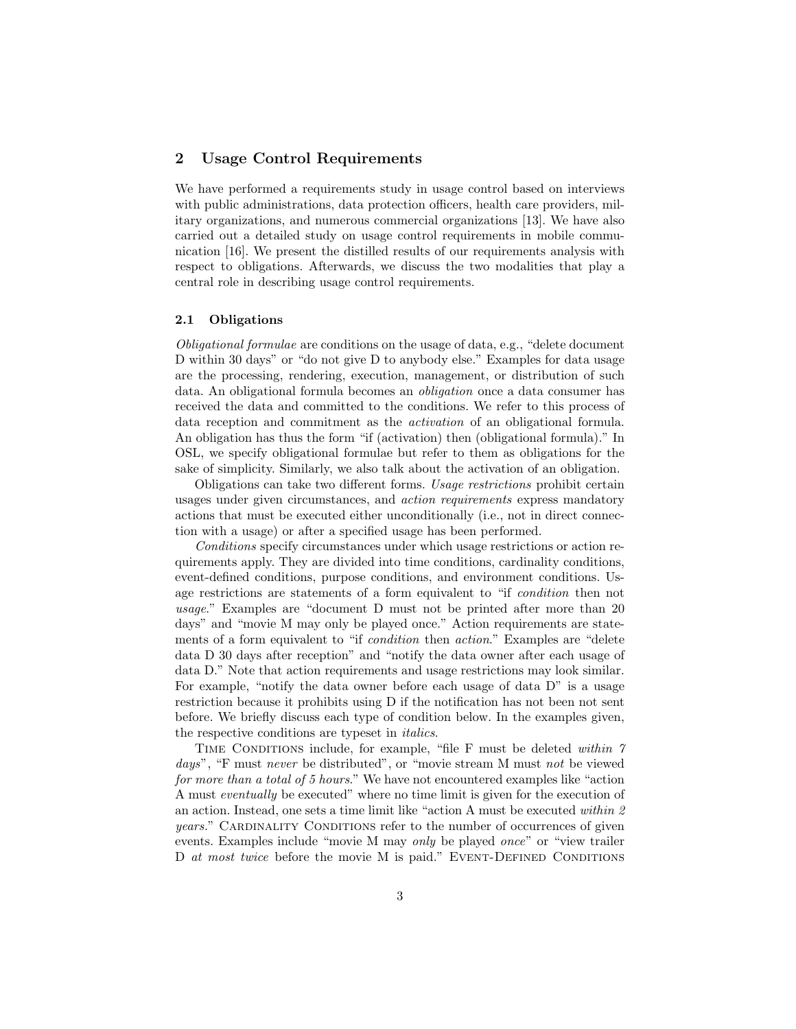## 2 Usage Control Requirements

We have performed a requirements study in usage control based on interviews with public administrations, data protection officers, health care providers, military organizations, and numerous commercial organizations [13]. We have also carried out a detailed study on usage control requirements in mobile communication [16]. We present the distilled results of our requirements analysis with respect to obligations. Afterwards, we discuss the two modalities that play a central role in describing usage control requirements.

### 2.1 Obligations

*Obligational formulae* are conditions on the usage of data, e.g., "delete document D within 30 days" or "do not give D to anybody else." Examples for data usage are the processing, rendering, execution, management, or distribution of such data. An obligational formula becomes an *obligation* once a data consumer has received the data and committed to the conditions. We refer to this process of data reception and commitment as the *activation* of an obligational formula. An obligation has thus the form "if (activation) then (obligational formula)." In OSL, we specify obligational formulae but refer to them as obligations for the sake of simplicity. Similarly, we also talk about the activation of an obligation.

Obligations can take two different forms. *Usage restrictions* prohibit certain usages under given circumstances, and *action requirements* express mandatory actions that must be executed either unconditionally (i.e., not in direct connection with a usage) or after a specified usage has been performed.

*Conditions* specify circumstances under which usage restrictions or action requirements apply. They are divided into time conditions, cardinality conditions, event-defined conditions, purpose conditions, and environment conditions. Usage restrictions are statements of a form equivalent to "if *condition* then not *usage*." Examples are "document D must not be printed after more than 20 days" and "movie M may only be played once." Action requirements are statements of a form equivalent to "if *condition* then *action*." Examples are "delete data D 30 days after reception" and "notify the data owner after each usage of data D." Note that action requirements and usage restrictions may look similar. For example, "notify the data owner before each usage of data D" is a usage restriction because it prohibits using D if the notification has not been not sent before. We briefly discuss each type of condition below. In the examples given, the respective conditions are typeset in *italics*.

TIME CONDITIONS include, for example, "file F must be deleted *within 7 days*", "F must *never* be distributed", or "movie stream M must *not* be viewed *for more than a total of 5 hours*." We have not encountered examples like "action A must *eventually* be executed" where no time limit is given for the execution of an action. Instead, one sets a time limit like "action A must be executed *within 2 years*." CARDINALITY CONDITIONS refer to the number of occurrences of given events. Examples include "movie M may *only* be played *once*" or "view trailer D *at most twice* before the movie M is paid." EVENT-DEFINED CONDITIONS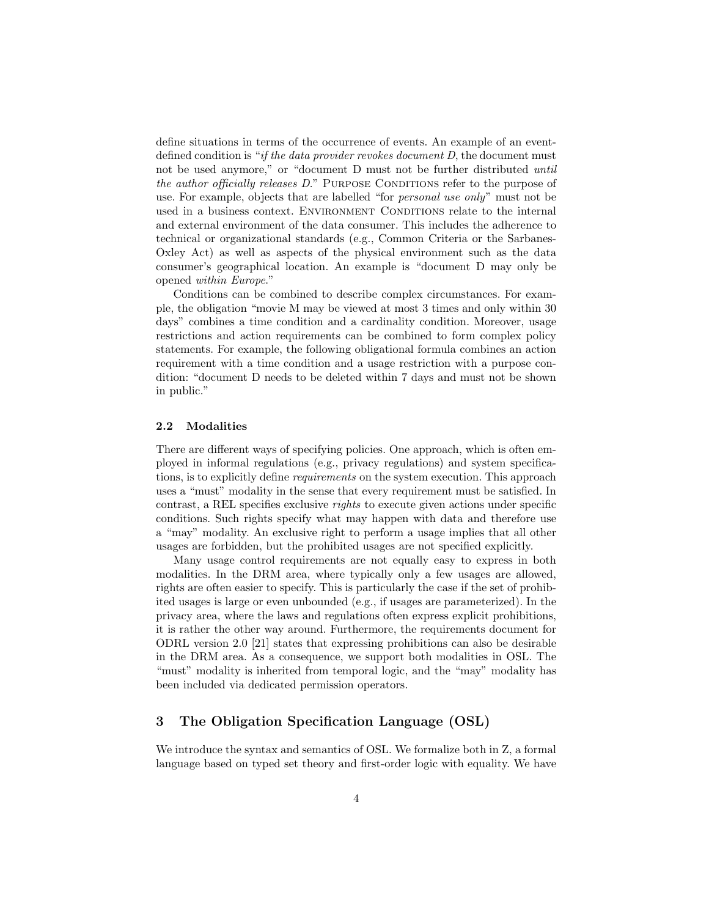define situations in terms of the occurrence of events. An example of an event-defined condition is "*if the data provider revokes document D*, the document must not be used anymore," or "document D must not be further distributed *until the author officially releases D*." PURPOSE CONDITIONS refer to the purpose of use. For example, objects that are labelled "for *personal use only*" must not be used in a business context. ENVIRONMENT CONDITIONS relate to the internal and external environment of the data consumer. This includes the adherence to technical or organizational standards (e.g., Common Criteria or the Sarbanes-Oxley Act) as well as aspects of the physical environment such as the data consumer's geographical location. An example is "document D may only be opened *within Europe*."

Conditions can be combined to describe complex circumstances. For example, the obligation "movie M may be viewed at most 3 times and only within 30 days" combines a time condition and a cardinality condition. Moreover, usage restrictions and action requirements can be combined to form complex policy statements. For example, the following obligational formula combines an action requirement with a time condition and a usage restriction with a purpose condition: "document D needs to be deleted within 7 days and must not be shown in public."

### 2.2 Modalities

There are different ways of specifying policies. One approach, which is often employed in informal regulations (e.g., privacy regulations) and system specifications, is to explicitly define *requirements* on the system execution. This approach uses a "must" modality in the sense that every requirement must be satisfied. In contrast, a REL specifies exclusive *rights* to execute given actions under specific conditions. Such rights specify what may happen with data and therefore use a "may" modality. An exclusive right to perform a usage implies that all other usages are forbidden, but the prohibited usages are not specified explicitly.

Many usage control requirements are not equally easy to express in both modalities. In the DRM area, where typically only a few usages are allowed, rights are often easier to specify. This is particularly the case if the set of prohibited usages is large or even unbounded (e.g., if usages are parameterized). In the privacy area, where the laws and regulations often express explicit prohibitions, it is rather the other way around. Furthermore, the requirements document for ODRL version 2.0 [21] states that expressing prohibitions can also be desirable in the DRM area. As a consequence, we support both modalities in OSL. The "must" modality is inherited from temporal logic, and the "may" modality has been included via dedicated permission operators.

## 3 The Obligation Specification Language (OSL)

We introduce the syntax and semantics of OSL. We formalize both in Z, a formal language based on typed set theory and first-order logic with equality. We have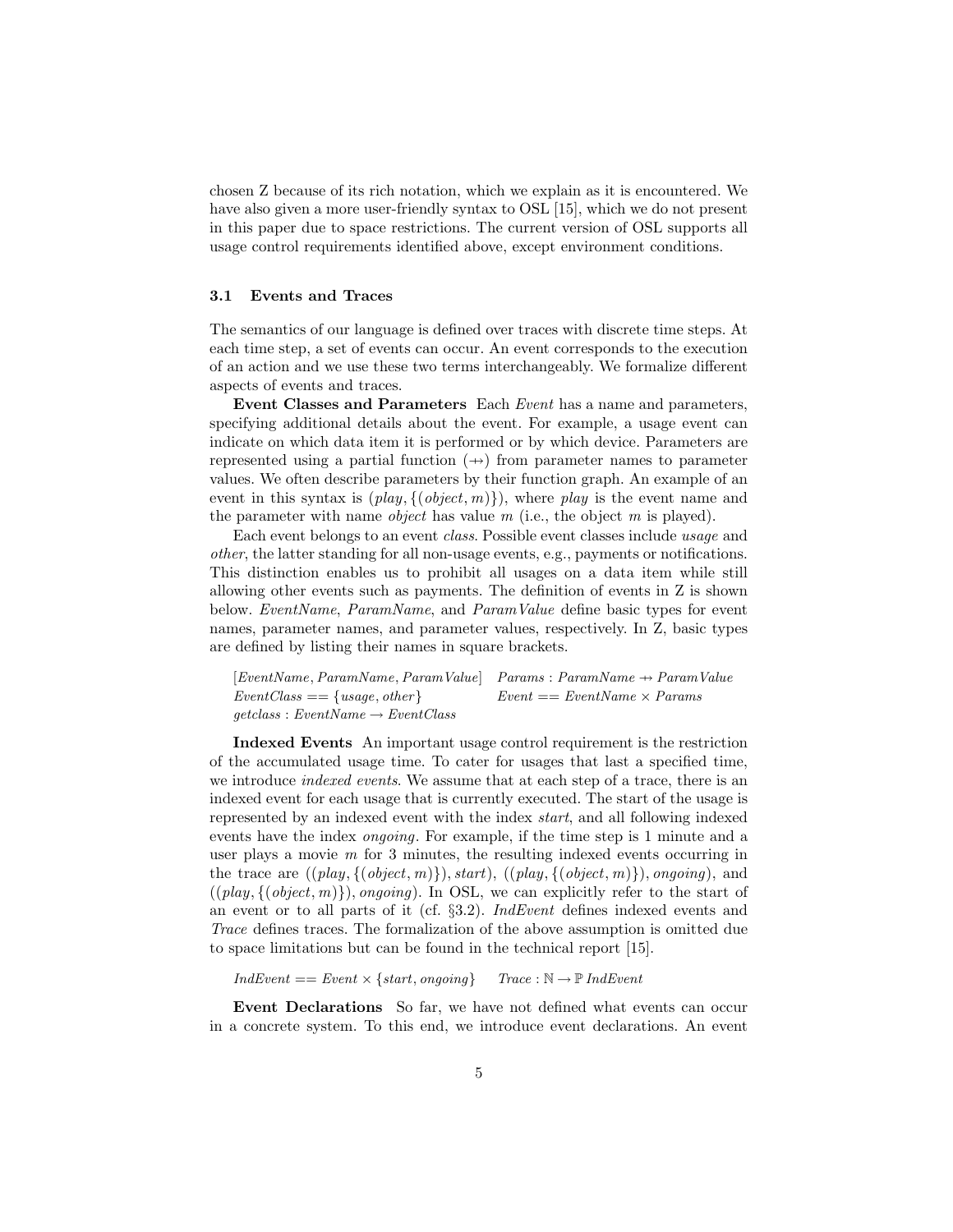chosen Z because of its rich notation, which we explain as it is encountered. We have also given a more user-friendly syntax to OSL [15], which we do not present in this paper due to space restrictions. The current version of OSL supports all usage control requirements identified above, except environment conditions.

### 3.1 Events and Traces

The semantics of our language is defined over traces with discrete time steps. At each time step, a set of events can occur. An event corresponds to the execution of an action and we use these two terms interchangeably. We formalize different aspects of events and traces.

**Event Classes and Parameters** Each *Event* has a name and parameters, specifying additional details about the event. For example, a usage event can indicate on which data item it is performed or by which device. Parameters are represented using a partial function ($\rightarrow\!\!\!\!\!\!+\;$) from parameter names to parameter values. We often describe parameters by their function graph. An example of an event in this syntax is $(play, \{(object, m)\})$, where *play* is the event name and the parameter with name *object* has value $m$ (i.e., the object $m$ is played).

Each event belongs to an event *class*. Possible event classes include *usage* and *other*, the latter standing for all non-usage events, e.g., payments or notifications. This distinction enables us to prohibit all usages on a data item while still allowing other events such as payments. The definition of events in Z is shown below. *EventName*, *ParamName*, and *ParamValue* define basic types for event names, parameter names, and parameter values, respectively. In Z, basic types are defined by listing their names in square brackets.

$[EventName, ParamName, ParamValue]$ $\quad$ $Params : ParamName \rightarrow\!\!\!\!\!\!+\; ParamValue$
$EventClass == \{usage, other\}$ $\quad$ $Event == EventName \times Params$
$getclass : EventName \rightarrow EventClass$

**Indexed Events** An important usage control requirement is the restriction of the accumulated usage time. To cater for usages that last a specified time, we introduce *indexed events*. We assume that at each step of a trace, there is an indexed event for each usage that is currently executed. The start of the usage is represented by an indexed event with the index *start*, and all following indexed events have the index *ongoing*. For example, if the time step is 1 minute and a user plays a movie $m$ for 3 minutes, the resulting indexed events occurring in the trace are $((play, \{(object, m)\}), start)$, $((play, \{(object, m)\}), ongoing)$, and $((play, \{(object, m)\}), ongoing)$. In OSL, we can explicitly refer to the start of an event or to all parts of it (cf. §3.2). *IndEvent* defines indexed events and *Trace* defines traces. The formalization of the above assumption is omitted due to space limitations but can be found in the technical report [15].

$IndEvent == Event \times \{start, ongoing\}$ $\quad$ $Trace : \mathbb{N} \rightarrow \mathbb{P}\, IndEvent$

**Event Declarations** So far, we have not defined what events can occur in a concrete system. To this end, we introduce event declarations. An event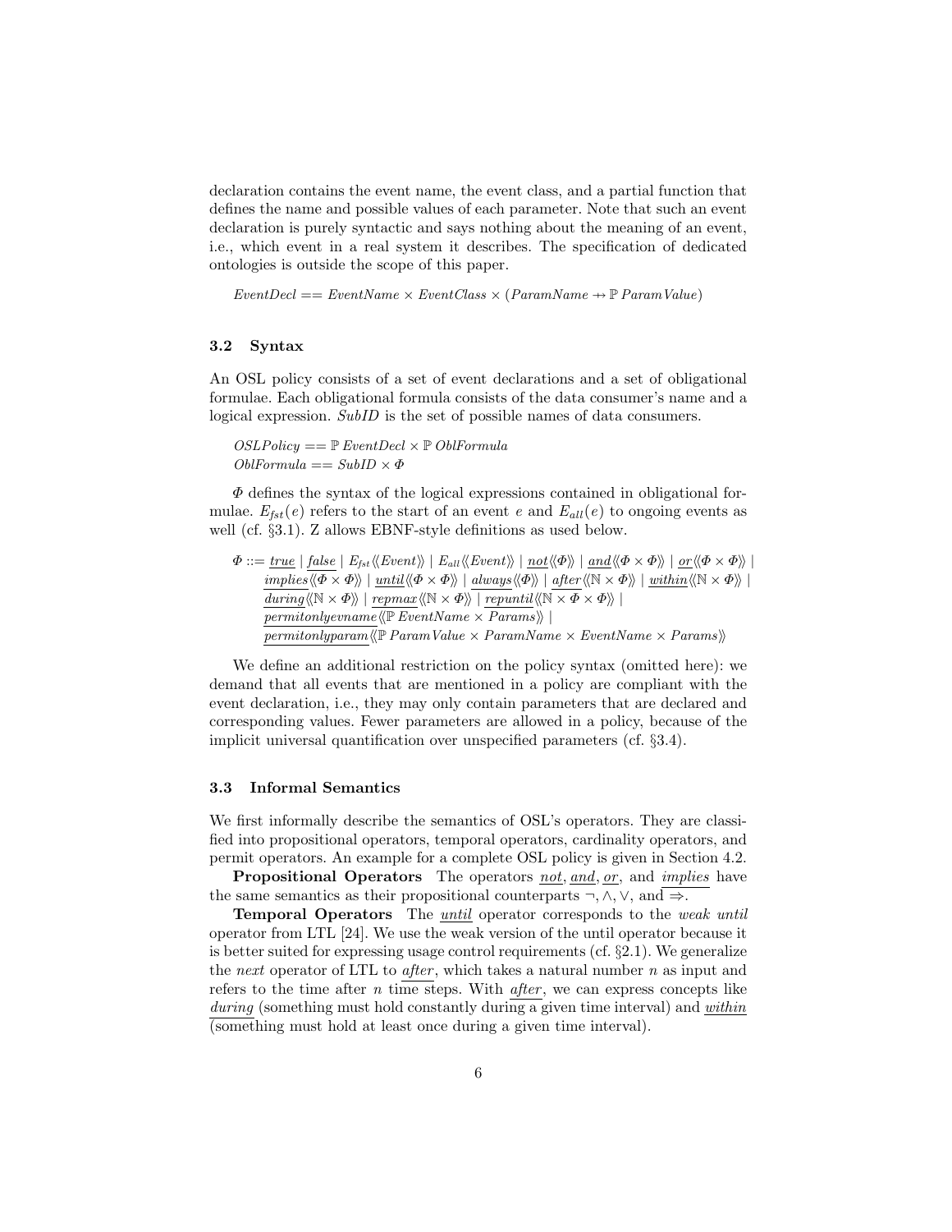declaration contains the event name, the event class, and a partial function that defines the name and possible values of each parameter. Note that such an event declaration is purely syntactic and says nothing about the meaning of an event, i.e., which event in a real system it describes. The specification of dedicated ontologies is outside the scope of this paper.

$$EventDecl == EventName \times EventClass \times (ParamName \rightarrow\!\!\!\!\!\!+ \; \mathbb{P}\, ParamValue)$$

### 3.2 Syntax

An OSL policy consists of a set of event declarations and a set of obligational formulae. Each obligational formula consists of the data consumer's name and a logical expression. *SubID* is the set of possible names of data consumers.

$$OSLPolicy == \mathbb{P}\, EventDecl \times \mathbb{P}\, OblFormula$$
$$OblFormula == SubID \times \Phi$$

$\Phi$ defines the syntax of the logical expressions contained in obligational formulae. $E_{fst}(e)$ refers to the start of an event $e$ and $E_{all}(e)$ to ongoing events as well (cf. §3.1). Z allows EBNF-style definitions as used below.

$$\begin{aligned}\Phi ::= &\ \underline{true} \mid \underline{false} \mid E_{fst}\langle\langle Event\rangle\rangle \mid E_{all}\langle\langle Event\rangle\rangle \mid \underline{not}\langle\langle \Phi\rangle\rangle \mid \underline{and}\langle\langle \Phi \times \Phi\rangle\rangle \mid \underline{or}\langle\langle \Phi \times \Phi\rangle\rangle \mid \\ &\ \underline{implies}\langle\langle \Phi \times \Phi\rangle\rangle \mid \underline{until}\langle\langle \Phi \times \Phi\rangle\rangle \mid \underline{always}\langle\langle \Phi\rangle\rangle \mid \underline{after}\langle\langle \mathbb{N} \times \Phi\rangle\rangle \mid \underline{within}\langle\langle \mathbb{N} \times \Phi\rangle\rangle \mid \\ &\ \underline{during}\langle\langle \mathbb{N} \times \Phi\rangle\rangle \mid \underline{repmax}\langle\langle \mathbb{N} \times \Phi\rangle\rangle \mid \underline{repuntil}\langle\langle \mathbb{N} \times \Phi \times \Phi\rangle\rangle \mid \\ &\ \underline{permitonlyevname}\langle\langle \mathbb{P}\, EventName \times Params\rangle\rangle \mid \\ &\ \underline{permitonlyparam}\langle\langle \mathbb{P}\, ParamValue \times ParamName \times EventName \times Params\rangle\rangle\end{aligned}$$

We define an additional restriction on the policy syntax (omitted here): we demand that all events that are mentioned in a policy are compliant with the event declaration, i.e., they may only contain parameters that are declared and corresponding values. Fewer parameters are allowed in a policy, because of the implicit universal quantification over unspecified parameters (cf. §3.4).

### 3.3 Informal Semantics

We first informally describe the semantics of OSL's operators. They are classified into propositional operators, temporal operators, cardinality operators, and permit operators. An example for a complete OSL policy is given in Section 4.2.

**Propositional Operators** The operators $\underline{not}$, $\underline{and}$, $\underline{or}$, and $\underline{implies}$ have the same semantics as their propositional counterparts $\neg, \wedge, \vee$, and $\Rightarrow$.

**Temporal Operators** The $\underline{until}$ operator corresponds to the *weak until* operator from LTL [24]. We use the weak version of the until operator because it is better suited for expressing usage control requirements (cf. §2.1). We generalize the *next* operator of LTL to $\underline{after}$, which takes a natural number $n$ as input and refers to the time after $n$ time steps. With $\underline{after}$, we can express concepts like $\underline{during}$ (something must hold constantly during a given time interval) and $\underline{within}$ (something must hold at least once during a given time interval).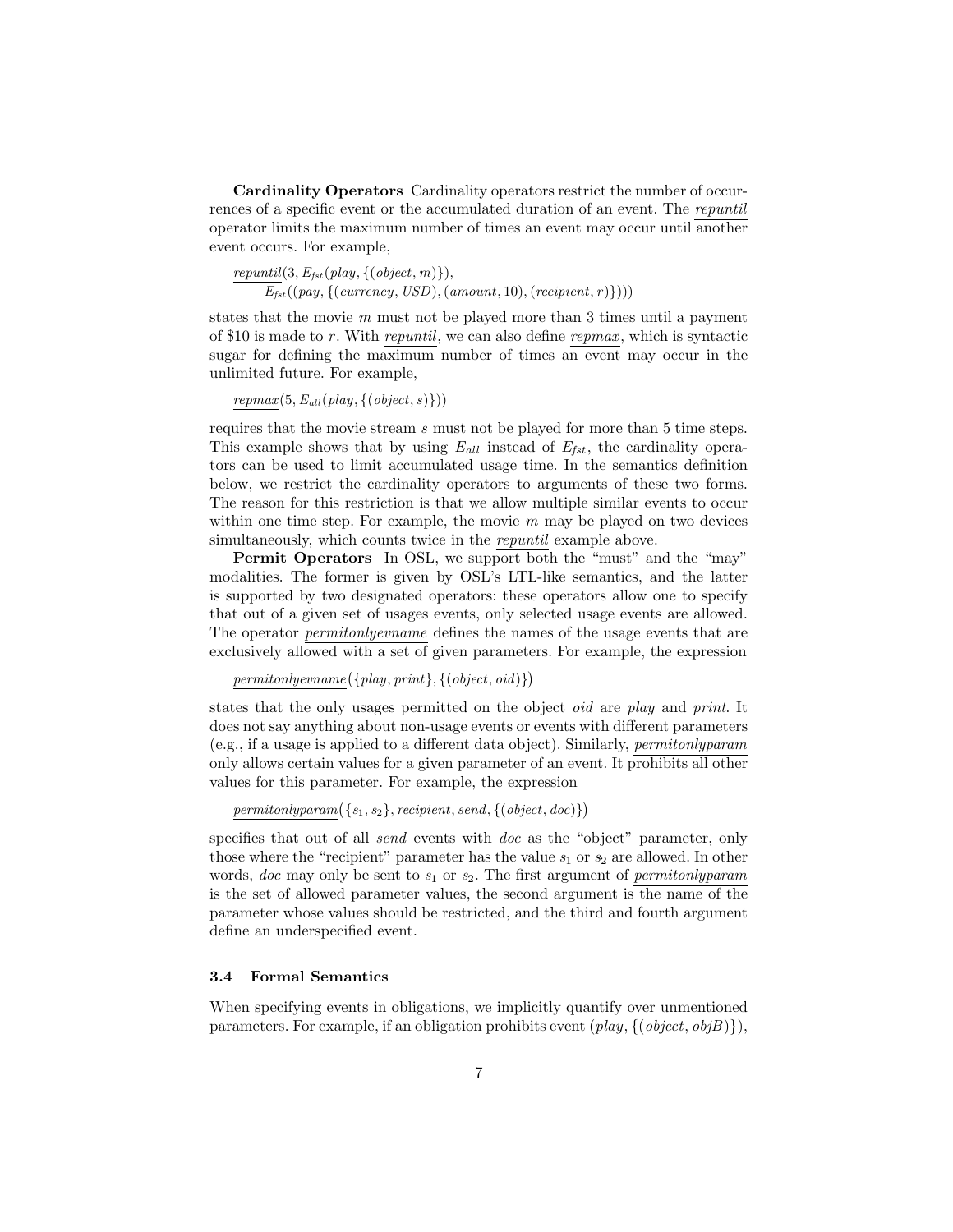**Cardinality Operators** Cardinality operators restrict the number of occurrences of a specific event or the accumulated duration of an event. The $\underline{repuntil}$ operator limits the maximum number of times an event may occur until another event occurs. For example,

$$\underline{repuntil}(3, E_{fst}(play, \{(object, m)\}),$$
$$E_{fst}((pay, \{(currency, USD), (amount, 10), (recipient, r)\})))$$

states that the movie $m$ must not be played more than 3 times until a payment of \$10 is made to $r$. With $\underline{repuntil}$, we can also define $\underline{repmax}$, which is syntactic sugar for defining the maximum number of times an event may occur in the unlimited future. For example,

$$\underline{repmax}(5, E_{all}(play, \{(object, s)\}))$$

requires that the movie stream $s$ must not be played for more than 5 time steps. This example shows that by using $E_{all}$ instead of $E_{fst}$, the cardinality operators can be used to limit accumulated usage time. In the semantics definition below, we restrict the cardinality operators to arguments of these two forms. The reason for this restriction is that we allow multiple similar events to occur within one time step. For example, the movie $m$ may be played on two devices simultaneously, which counts twice in the $\underline{repuntil}$ example above.

**Permit Operators** In OSL, we support both the "must" and the "may" modalities. The former is given by OSL's LTL-like semantics, and the latter is supported by two designated operators: these operators allow one to specify that out of a given set of usages events, only selected usage events are allowed. The operator $\underline{permitonlyevname}$ defines the names of the usage events that are exclusively allowed with a set of given parameters. For example, the expression

$$\underline{permitonlyevname}\big(\{play, print\}, \{(object, oid)\}\big)$$

states that the only usages permitted on the object *oid* are *play* and *print*. It does not say anything about non-usage events or events with different parameters (e.g., if a usage is applied to a different data object). Similarly, $\underline{permitonlyparam}$ only allows certain values for a given parameter of an event. It prohibits all other values for this parameter. For example, the expression

$$\underline{permitonlyparam}\big(\{s_1, s_2\}, recipient, send, \{(object, doc)\}\big)$$

specifies that out of all *send* events with *doc* as the "object" parameter, only those where the "recipient" parameter has the value $s_1$ or $s_2$ are allowed. In other words, *doc* may only be sent to $s_1$ or $s_2$. The first argument of $\underline{permitonlyparam}$ is the set of allowed parameter values, the second argument is the name of the parameter whose values should be restricted, and the third and fourth argument define an underspecified event.

### 3.4 Formal Semantics

When specifying events in obligations, we implicitly quantify over unmentioned parameters. For example, if an obligation prohibits event $(play, \{(object, objB)\})$,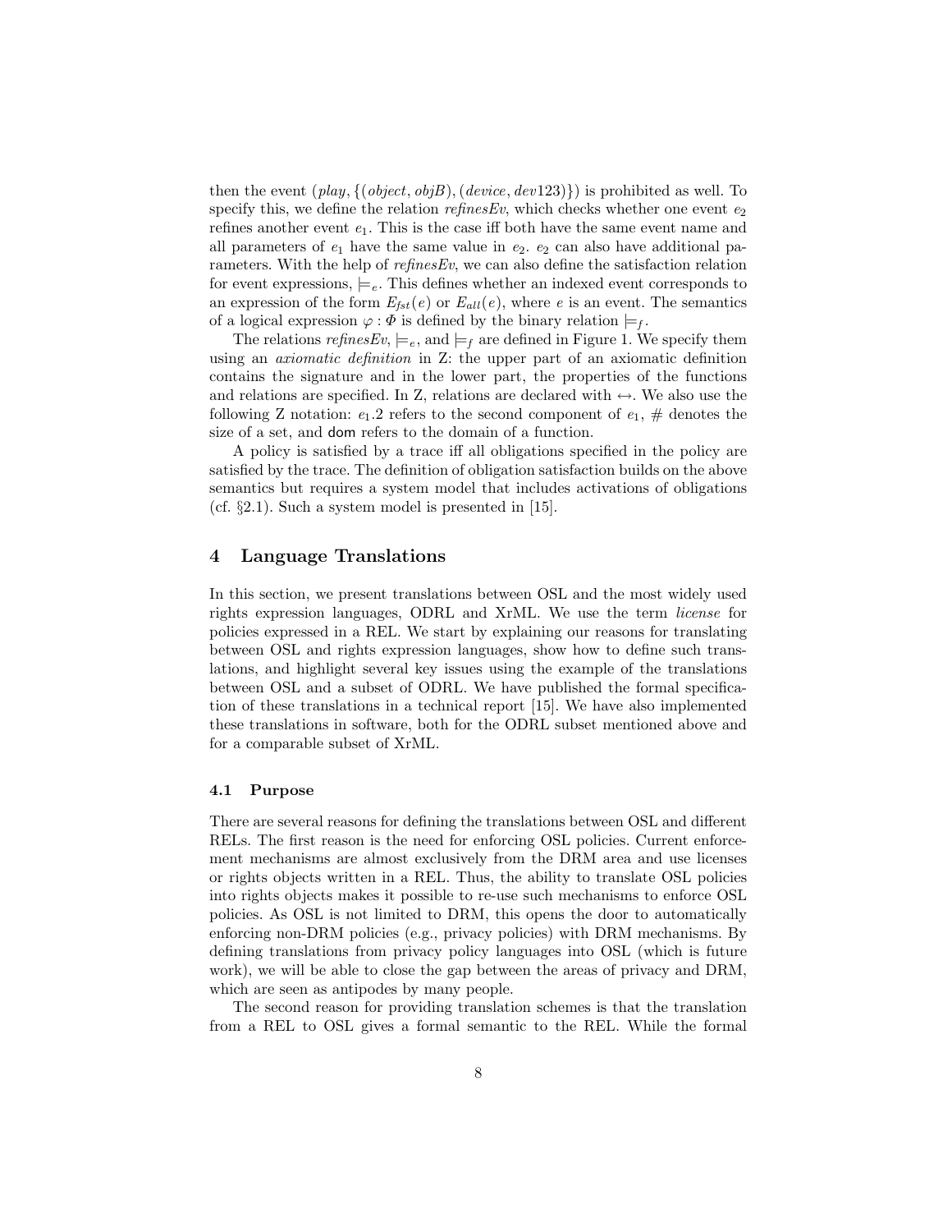then the event $(play, \{(object, objB), (device, dev123)\})$ is prohibited as well. To specify this, we define the relation *refinesEv*, which checks whether one event $e_2$ refines another event $e_1$. This is the case iff both have the same event name and all parameters of $e_1$ have the same value in $e_2$. $e_2$ can also have additional parameters. With the help of *refinesEv*, we can also define the satisfaction relation for event expressions, $\models_e$. This defines whether an indexed event corresponds to an expression of the form $E_{fst}(e)$ or $E_{all}(e)$, where $e$ is an event. The semantics of a logical expression $\varphi : \Phi$ is defined by the binary relation $\models_f$.

The relations *refinesEv*, $\models_e$, and $\models_f$ are defined in Figure 1. We specify them using an *axiomatic definition* in Z: the upper part of an axiomatic definition contains the signature and in the lower part, the properties of the functions and relations are specified. In Z, relations are declared with $\leftrightarrow$. We also use the following Z notation: $e_1.2$ refers to the second component of $e_1$, $\#$ denotes the size of a set, and dom refers to the domain of a function.

A policy is satisfied by a trace iff all obligations specified in the policy are satisfied by the trace. The definition of obligation satisfaction builds on the above semantics but requires a system model that includes activations of obligations (cf. §2.1). Such a system model is presented in [15].

## 4 Language Translations

In this section, we present translations between OSL and the most widely used rights expression languages, ODRL and XrML. We use the term *license* for policies expressed in a REL. We start by explaining our reasons for translating between OSL and rights expression languages, show how to define such translations, and highlight several key issues using the example of the translations between OSL and a subset of ODRL. We have published the formal specification of these translations in a technical report [15]. We have also implemented these translations in software, both for the ODRL subset mentioned above and for a comparable subset of XrML.

### 4.1 Purpose

There are several reasons for defining the translations between OSL and different RELs. The first reason is the need for enforcing OSL policies. Current enforcement mechanisms are almost exclusively from the DRM area and use licenses or rights objects written in a REL. Thus, the ability to translate OSL policies into rights objects makes it possible to re-use such mechanisms to enforce OSL policies. As OSL is not limited to DRM, this opens the door to automatically enforcing non-DRM policies (e.g., privacy policies) with DRM mechanisms. By defining translations from privacy policy languages into OSL (which is future work), we will be able to close the gap between the areas of privacy and DRM, which are seen as antipodes by many people.

The second reason for providing translation schemes is that the translation from a REL to OSL gives a formal semantic to the REL. While the formal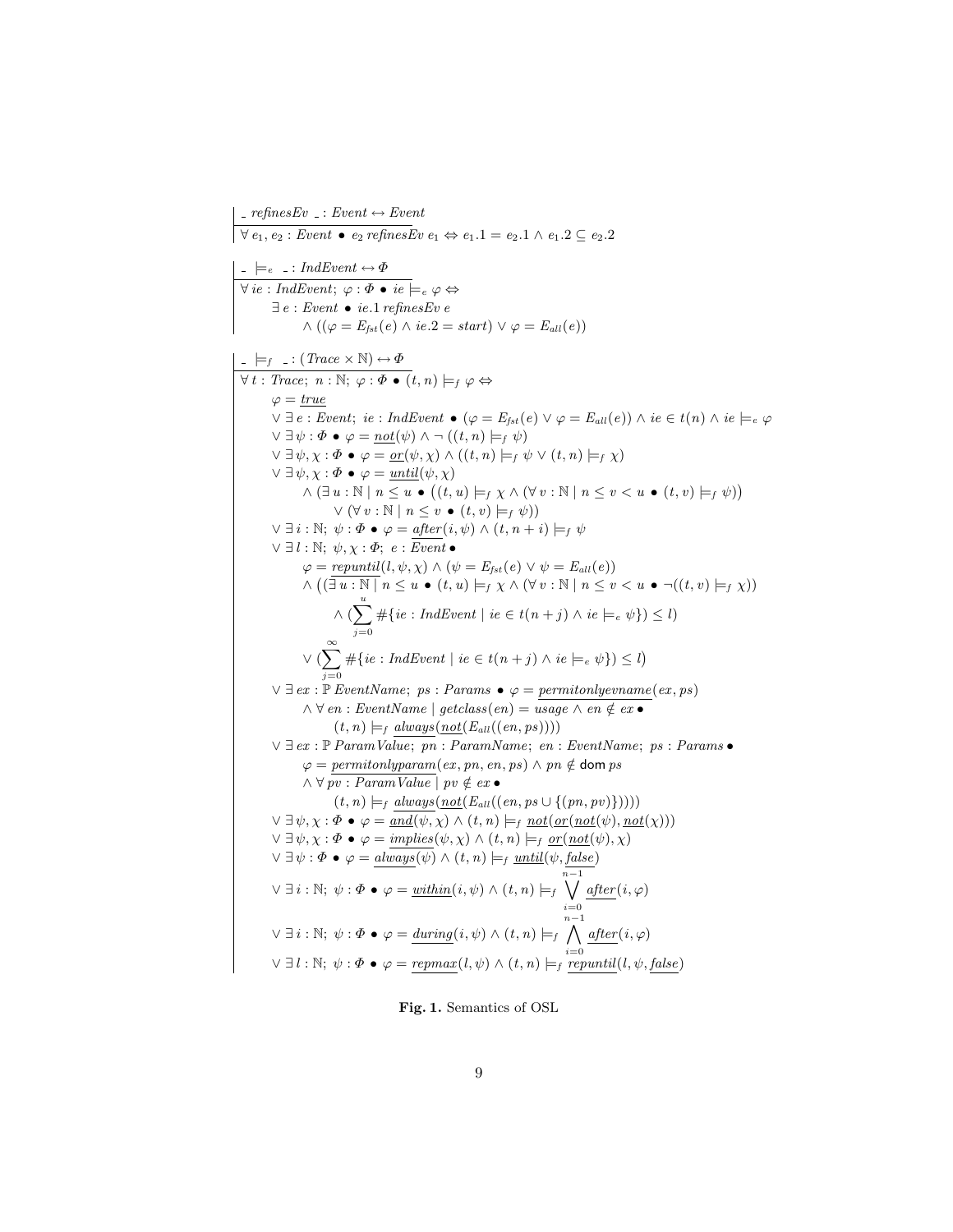$$
\begin{array}{l}
\_ \; \mathit{refinesEv} \; \_ : \mathit{Event} \leftrightarrow \mathit{Event} \\
\hline
\forall\, e_1, e_2 : \mathit{Event} \bullet e_2 \; \mathit{refinesEv} \; e_1 \Leftrightarrow e_1.1 = e_2.1 \land e_1.2 \subseteq e_2.2
\end{array}
$$

$$
\begin{array}{l}
\_ \models_e \_ : \mathit{IndEvent} \leftrightarrow \Phi \\
\hline
\forall\, ie : \mathit{IndEvent};\; \varphi : \Phi \bullet ie \models_e \varphi \Leftrightarrow \\
\quad \exists\, e : \mathit{Event} \bullet ie.1 \; \mathit{refinesEv} \; e \\
\quad\quad \land ((\varphi = E_{fst}(e) \land ie.2 = \mathit{start}) \lor \varphi = E_{all}(e))
\end{array}
$$

$$
\begin{array}{l}
\_ \models_f \_ : (\mathit{Trace} \times \mathbb{N}) \leftrightarrow \Phi \\
\hline
\forall\, t : \mathit{Trace};\; n : \mathbb{N};\; \varphi : \Phi \bullet (t, n) \models_f \varphi \Leftrightarrow \\
\quad \varphi = \underline{\mathit{true}} \\
\quad \lor \exists\, e : \mathit{Event};\; ie : \mathit{IndEvent} \bullet (\varphi = E_{fst}(e) \lor \varphi = E_{all}(e)) \land ie \in t(n) \land ie \models_e \varphi \\
\quad \lor \exists\, \psi : \Phi \bullet \varphi = \underline{\mathit{not}}(\psi) \land \neg\, ((t, n) \models_f \psi) \\
\quad \lor \exists\, \psi, \chi : \Phi \bullet \varphi = \underline{\mathit{or}}(\psi, \chi) \land ((t, n) \models_f \psi \lor (t, n) \models_f \chi) \\
\quad \lor \exists\, \psi, \chi : \Phi \bullet \varphi = \underline{\mathit{until}}(\psi, \chi) \\
\quad\quad \land (\exists\, u : \mathbb{N} \mid n \leq u \bullet \big((t, u) \models_f \chi \land (\forall\, v : \mathbb{N} \mid n \leq v < u \bullet (t, v) \models_f \psi)\big) \\
\quad\quad\quad \lor (\forall\, v : \mathbb{N} \mid n \leq v \bullet (t, v) \models_f \psi)) \\
\quad \lor \exists\, i : \mathbb{N};\; \psi : \Phi \bullet \varphi = \underline{\mathit{after}}(i, \psi) \land (t, n + i) \models_f \psi \\
\quad \lor \exists\, l : \mathbb{N};\; \psi, \chi : \Phi;\; e : \mathit{Event} \bullet \\
\quad\quad \varphi = \underline{\mathit{repuntil}}(l, \psi, \chi) \land (\psi = E_{fst}(e) \lor \psi = E_{all}(e)) \\
\quad\quad \land \big((\exists\, u : \mathbb{N} \mid n \leq u \bullet (t, u) \models_f \chi \land (\forall\, v : \mathbb{N} \mid n \leq v < u \bullet \neg((t, v) \models_f \chi)) \\
\quad\quad\quad \land (\sum_{j=0}^{u} \#\{ie : \mathit{IndEvent} \mid ie \in t(n + j) \land ie \models_e \psi\}) \leq l) \\
\quad\quad \lor (\sum_{j=0}^{\infty} \#\{ie : \mathit{IndEvent} \mid ie \in t(n + j) \land ie \models_e \psi\}) \leq l\big) \\
\quad \lor \exists\, ex : \mathbb{P}\, \mathit{EventName};\; ps : \mathit{Params} \bullet \varphi = \underline{\mathit{permitonlyevname}}(ex, ps) \\
\quad\quad \land \forall\, en : \mathit{EventName} \mid \mathit{getclass}(en) = \mathit{usage} \land en \notin ex \bullet \\
\quad\quad\quad (t, n) \models_f \underline{\mathit{always}}(\underline{\mathit{not}}(E_{all}((en, ps)))) \\
\quad \lor \exists\, ex : \mathbb{P}\, \mathit{ParamValue};\; pn : \mathit{ParamName};\; en : \mathit{EventName};\; ps : \mathit{Params} \bullet \\
\quad\quad \varphi = \underline{\mathit{permitonlyparam}}(ex, pn, en, ps) \land pn \notin \mathrm{dom}\, ps \\
\quad\quad \land \forall\, pv : \mathit{ParamValue} \mid pv \notin ex \bullet \\
\quad\quad\quad (t, n) \models_f \underline{\mathit{always}}(\underline{\mathit{not}}(E_{all}((en, ps \cup \{(pn, pv)\})))) \\
\quad \lor \exists\, \psi, \chi : \Phi \bullet \varphi = \underline{\mathit{and}}(\psi, \chi) \land (t, n) \models_f \underline{\mathit{not}}(\underline{\mathit{or}}(\underline{\mathit{not}}(\psi), \underline{\mathit{not}}(\chi))) \\
\quad \lor \exists\, \psi, \chi : \Phi \bullet \varphi = \underline{\mathit{implies}}(\psi, \chi) \land (t, n) \models_f \underline{\mathit{or}}(\underline{\mathit{not}}(\psi), \chi) \\
\quad \lor \exists\, \psi : \Phi \bullet \varphi = \underline{\mathit{always}}(\psi) \land (t, n) \models_f \underline{\mathit{until}}(\psi, \underline{\mathit{false}}) \\
\quad \lor \exists\, i : \mathbb{N};\; \psi : \Phi \bullet \varphi = \underline{\mathit{within}}(i, \psi) \land (t, n) \models_f \bigvee_{i=0}^{n-1} \underline{\mathit{after}}(i, \varphi) \\
\quad \lor \exists\, i : \mathbb{N};\; \psi : \Phi \bullet \varphi = \underline{\mathit{during}}(i, \psi) \land (t, n) \models_f \bigwedge_{i=0}^{n-1} \underline{\mathit{after}}(i, \varphi) \\
\quad \lor \exists\, l : \mathbb{N};\; \psi : \Phi \bullet \varphi = \underline{\mathit{repmax}}(l, \psi) \land (t, n) \models_f \underline{\mathit{repuntil}}(l, \psi, \underline{\mathit{false}})
\end{array}
$$

**Fig. 1.** Semantics of OSL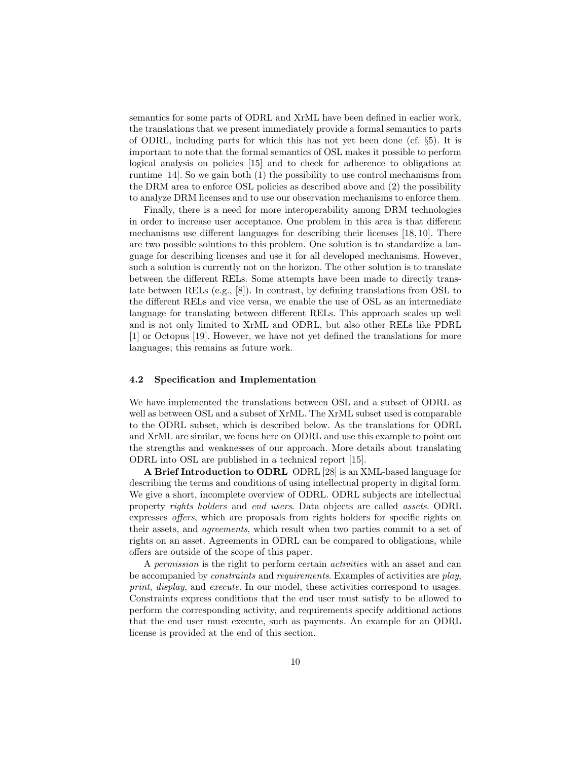semantics for some parts of ODRL and XrML have been defined in earlier work, the translations that we present immediately provide a formal semantics to parts of ODRL, including parts for which this has not yet been done (cf. §5). It is important to note that the formal semantics of OSL makes it possible to perform logical analysis on policies [15] and to check for adherence to obligations at runtime [14]. So we gain both (1) the possibility to use control mechanisms from the DRM area to enforce OSL policies as described above and (2) the possibility to analyze DRM licenses and to use our observation mechanisms to enforce them.

Finally, there is a need for more interoperability among DRM technologies in order to increase user acceptance. One problem in this area is that different mechanisms use different languages for describing their licenses [18, 10]. There are two possible solutions to this problem. One solution is to standardize a language for describing licenses and use it for all developed mechanisms. However, such a solution is currently not on the horizon. The other solution is to translate between the different RELs. Some attempts have been made to directly translate between RELs (e.g., [8]). In contrast, by defining translations from OSL to the different RELs and vice versa, we enable the use of OSL as an intermediate language for translating between different RELs. This approach scales up well and is not only limited to XrML and ODRL, but also other RELs like PDRL [1] or Octopus [19]. However, we have not yet defined the translations for more languages; this remains as future work.

### 4.2 Specification and Implementation

We have implemented the translations between OSL and a subset of ODRL as well as between OSL and a subset of XrML. The XrML subset used is comparable to the ODRL subset, which is described below. As the translations for ODRL and XrML are similar, we focus here on ODRL and use this example to point out the strengths and weaknesses of our approach. More details about translating ODRL into OSL are published in a technical report [15].

**A Brief Introduction to ODRL** ODRL [28] is an XML-based language for describing the terms and conditions of using intellectual property in digital form. We give a short, incomplete overview of ODRL. ODRL subjects are intellectual property *rights holders* and *end users*. Data objects are called *assets*. ODRL expresses *offers*, which are proposals from rights holders for specific rights on their assets, and *agreements*, which result when two parties commit to a set of rights on an asset. Agreements in ODRL can be compared to obligations, while offers are outside of the scope of this paper.

A *permission* is the right to perform certain *activities* with an asset and can be accompanied by *constraints* and *requirements*. Examples of activities are *play*, *print*, *display*, and *execute*. In our model, these activities correspond to usages. Constraints express conditions that the end user must satisfy to be allowed to perform the corresponding activity, and requirements specify additional actions that the end user must execute, such as payments. An example for an ODRL license is provided at the end of this section.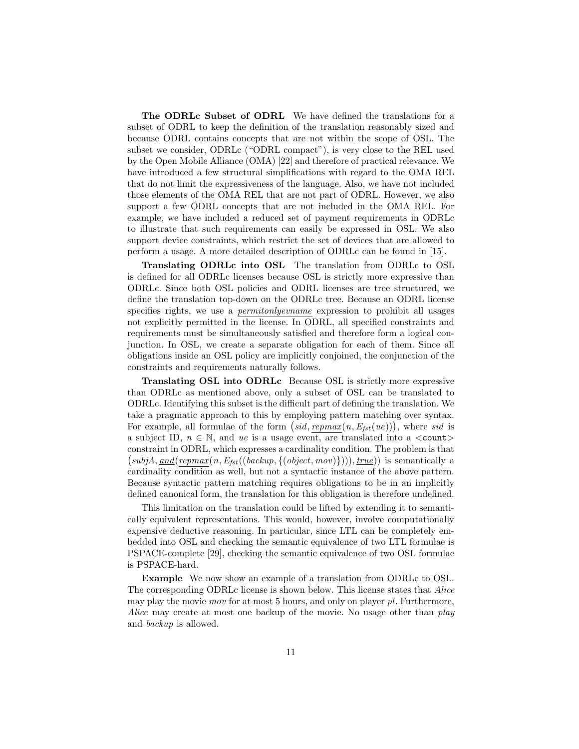**The ODRLc Subset of ODRL** We have defined the translations for a subset of ODRL to keep the definition of the translation reasonably sized and because ODRL contains concepts that are not within the scope of OSL. The subset we consider, ODRLc ("ODRL compact"), is very close to the REL used by the Open Mobile Alliance (OMA) [22] and therefore of practical relevance. We have introduced a few structural simplifications with regard to the OMA REL that do not limit the expressiveness of the language. Also, we have not included those elements of the OMA REL that are not part of ODRL. However, we also support a few ODRL concepts that are not included in the OMA REL. For example, we have included a reduced set of payment requirements in ODRLc to illustrate that such requirements can easily be expressed in OSL. We also support device constraints, which restrict the set of devices that are allowed to perform a usage. A more detailed description of ODRLc can be found in [15].

**Translating ODRLc into OSL** The translation from ODRLc to OSL is defined for all ODRLc licenses because OSL is strictly more expressive than ODRLc. Since both OSL policies and ODRL licenses are tree structured, we define the translation top-down on the ODRLc tree. Because an ODRL license specifies rights, we use a $\underline{permitonlyevname}$ expression to prohibit all usages not explicitly permitted in the license. In ODRL, all specified constraints and requirements must be simultaneously satisfied and therefore form a logical conjunction. In OSL, we create a separate obligation for each of them. Since all obligations inside an OSL policy are implicitly conjoined, the conjunction of the constraints and requirements naturally follows.

**Translating OSL into ODRLc** Because OSL is strictly more expressive than ODRLc as mentioned above, only a subset of OSL can be translated to ODRLc. Identifying this subset is the difficult part of defining the translation. We take a pragmatic approach to this by employing pattern matching over syntax. For example, all formulae of the form $\big(sid, \underline{repmax}(n, E_{fst}(ue))\big)$, where $sid$ is a subject ID, $n \in \mathbb{N}$, and $ue$ is a usage event, are translated into a <count> constraint in ODRL, which expresses a cardinality condition. The problem is that $\big(subjA, \underline{and}(\underline{repmax}(n, E_{fst}((backup, \{(object, mov)\}))), \underline{true})\big)$ is semantically a cardinality condition as well, but not a syntactic instance of the above pattern. Because syntactic pattern matching requires obligations to be in an implicitly defined canonical form, the translation for this obligation is therefore undefined.

This limitation on the translation could be lifted by extending it to semantically equivalent representations. This would, however, involve computationally expensive deductive reasoning. In particular, since LTL can be completely embedded into OSL and checking the semantic equivalence of two LTL formulae is PSPACE-complete [29], checking the semantic equivalence of two OSL formulae is PSPACE-hard.

**Example** We now show an example of a translation from ODRLc to OSL. The corresponding ODRLc license is shown below. This license states that *Alice* may play the movie *mov* for at most 5 hours, and only on player *pl*. Furthermore, *Alice* may create at most one backup of the movie. No usage other than *play* and *backup* is allowed.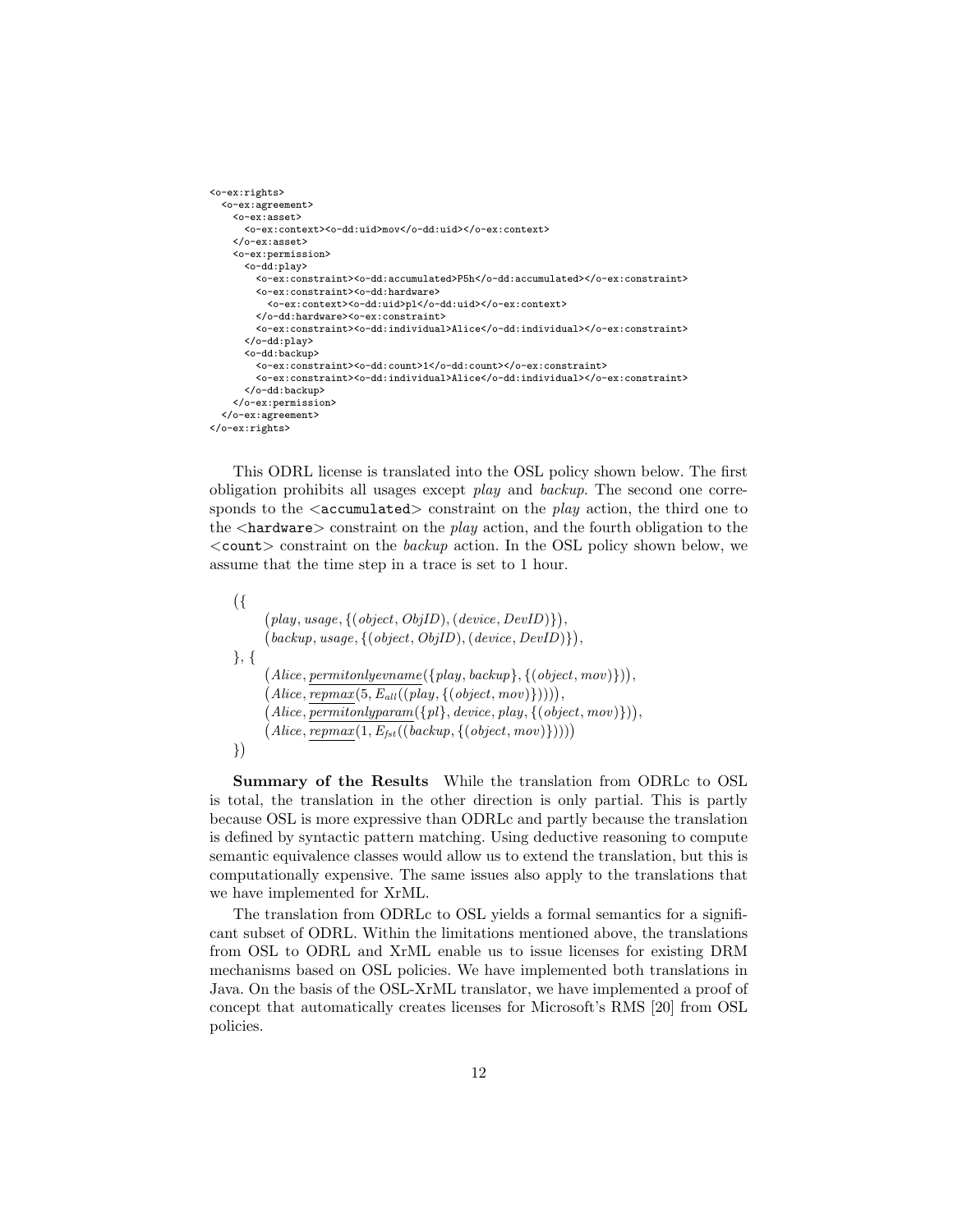```
<o-ex:rights>
  <o-ex:agreement>
    <o-ex:asset>
      <o-ex:context><o-dd:uid>mov</o-dd:uid></o-ex:context>
    </o-ex:asset>
    <o-ex:permission>
      <o-dd:play>
        <o-ex:constraint><o-dd:accumulated>P5h</o-dd:accumulated></o-ex:constraint>
        <o-ex:constraint><o-dd:hardware>
          <o-ex:context><o-dd:uid>pl</o-dd:uid></o-ex:context>
        </o-dd:hardware><o-ex:constraint>
        <o-ex:constraint><o-dd:individual>Alice</o-dd:individual></o-ex:constraint>
      </o-dd:play>
      <o-dd:backup>
        <o-ex:constraint><o-dd:count>1</o-dd:count></o-ex:constraint>
        <o-ex:constraint><o-dd:individual>Alice</o-dd:individual></o-ex:constraint>
      </o-dd:backup>
    </o-ex:permission>
  </o-ex:agreement>
</o-ex:rights>
```

This ODRL license is translated into the OSL policy shown below. The first obligation prohibits all usages except *play* and *backup*. The second one corresponds to the <`accumulated`> constraint on the *play* action, the third one to the <`hardware`> constraint on the *play* action, and the fourth obligation to the <`count`> constraint on the *backup* action. In the OSL policy shown below, we assume that the time step in a trace is set to 1 hour.

$$
\begin{aligned}
&(\{\\
&\quad \big(play, usage, \{(object, ObjID), (device, DevID)\}\big),\\
&\quad \big(backup, usage, \{(object, ObjID), (device, DevID)\}\big),\\
&\}, \{\\
&\quad \big(Alice, \underline{permitonlyevname}(\{play, backup\}, \{(object, mov)\})\big),\\
&\quad \big(Alice, \underline{repmax}(5, E_{all}((play, \{(object, mov)\})))\big),\\
&\quad \big(Alice, \underline{permitonlyparam}(\{pl\}, device, play, \{(object, mov)\})\big),\\
&\quad \big(Alice, \underline{repmax}(1, E_{fst}((backup, \{(object, mov)\})))\big)\\
&\})
\end{aligned}
$$

**Summary of the Results** While the translation from ODRLc to OSL is total, the translation in the other direction is only partial. This is partly because OSL is more expressive than ODRLc and partly because the translation is defined by syntactic pattern matching. Using deductive reasoning to compute semantic equivalence classes would allow us to extend the translation, but this is computationally expensive. The same issues also apply to the translations that we have implemented for XrML.

The translation from ODRLc to OSL yields a formal semantics for a significant subset of ODRL. Within the limitations mentioned above, the translations from OSL to ODRL and XrML enable us to issue licenses for existing DRM mechanisms based on OSL policies. We have implemented both translations in Java. On the basis of the OSL-XrML translator, we have implemented a proof of concept that automatically creates licenses for Microsoft's RMS [20] from OSL policies.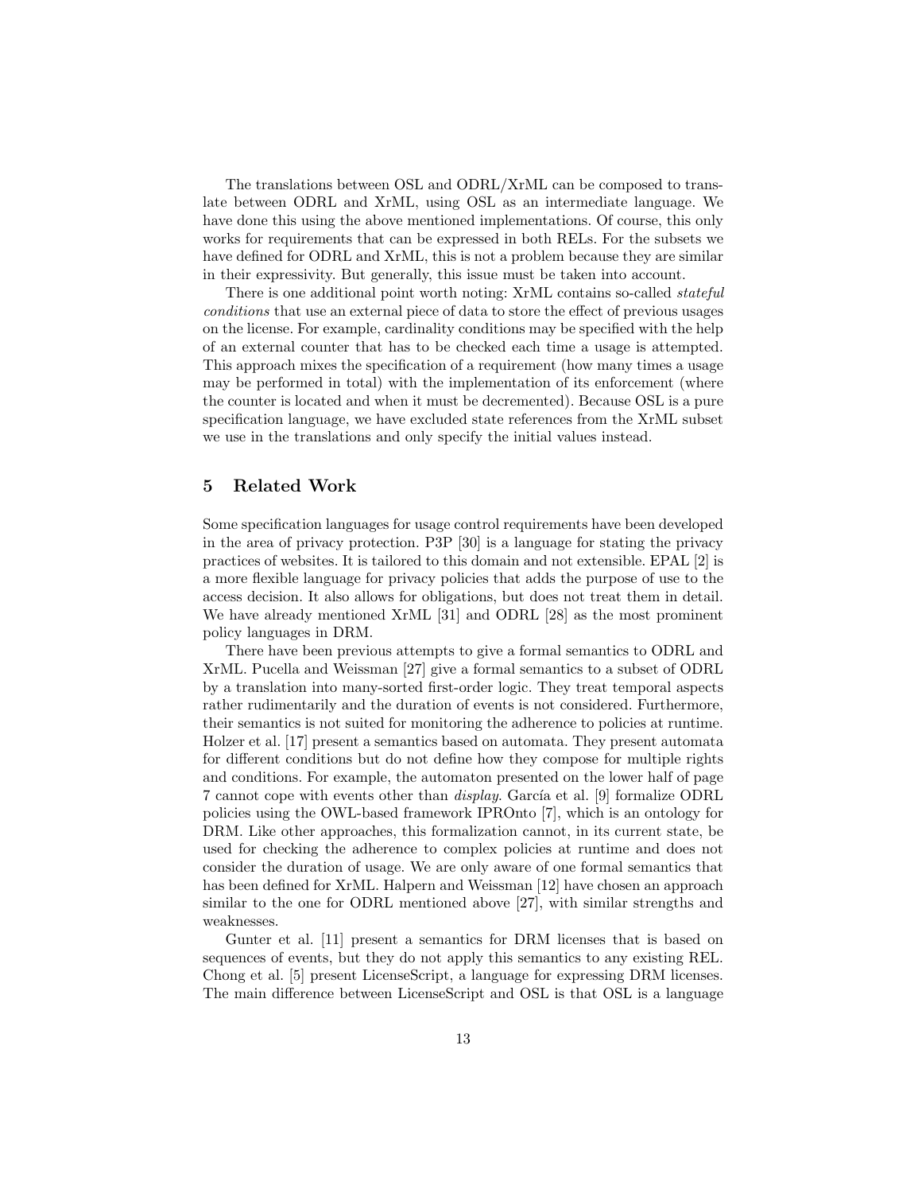The translations between OSL and ODRL/XrML can be composed to translate between ODRL and XrML, using OSL as an intermediate language. We have done this using the above mentioned implementations. Of course, this only works for requirements that can be expressed in both RELs. For the subsets we have defined for ODRL and XrML, this is not a problem because they are similar in their expressivity. But generally, this issue must be taken into account.

There is one additional point worth noting: XrML contains so-called *stateful conditions* that use an external piece of data to store the effect of previous usages on the license. For example, cardinality conditions may be specified with the help of an external counter that has to be checked each time a usage is attempted. This approach mixes the specification of a requirement (how many times a usage may be performed in total) with the implementation of its enforcement (where the counter is located and when it must be decremented). Because OSL is a pure specification language, we have excluded state references from the XrML subset we use in the translations and only specify the initial values instead.

## 5 Related Work

Some specification languages for usage control requirements have been developed in the area of privacy protection. P3P [30] is a language for stating the privacy practices of websites. It is tailored to this domain and not extensible. EPAL [2] is a more flexible language for privacy policies that adds the purpose of use to the access decision. It also allows for obligations, but does not treat them in detail. We have already mentioned XrML [31] and ODRL [28] as the most prominent policy languages in DRM.

There have been previous attempts to give a formal semantics to ODRL and XrML. Pucella and Weissman [27] give a formal semantics to a subset of ODRL by a translation into many-sorted first-order logic. They treat temporal aspects rather rudimentarily and the duration of events is not considered. Furthermore, their semantics is not suited for monitoring the adherence to policies at runtime. Holzer et al. [17] present a semantics based on automata. They present automata for different conditions but do not define how they compose for multiple rights and conditions. For example, the automaton presented on the lower half of page 7 cannot cope with events other than *display*. García et al. [9] formalize ODRL policies using the OWL-based framework IPROnto [7], which is an ontology for DRM. Like other approaches, this formalization cannot, in its current state, be used for checking the adherence to complex policies at runtime and does not consider the duration of usage. We are only aware of one formal semantics that has been defined for XrML. Halpern and Weissman [12] have chosen an approach similar to the one for ODRL mentioned above [27], with similar strengths and weaknesses.

Gunter et al. [11] present a semantics for DRM licenses that is based on sequences of events, but they do not apply this semantics to any existing REL. Chong et al. [5] present LicenseScript, a language for expressing DRM licenses. The main difference between LicenseScript and OSL is that OSL is a language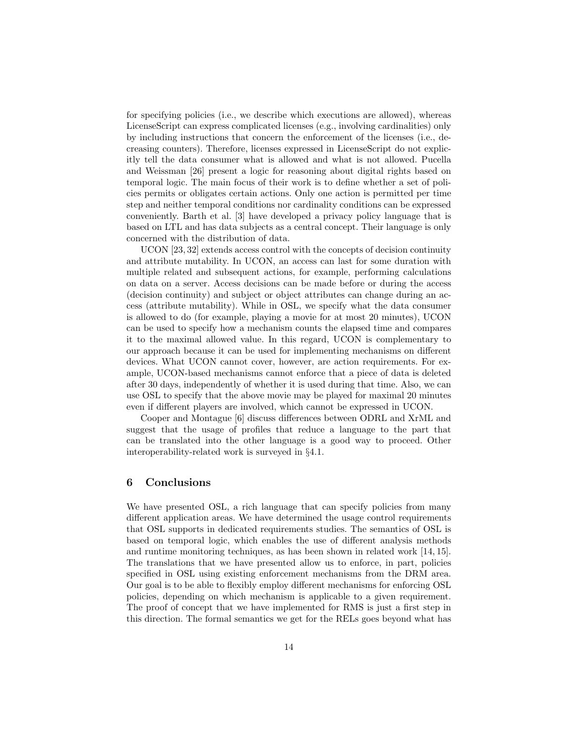for specifying policies (i.e., we describe which executions are allowed), whereas LicenseScript can express complicated licenses (e.g., involving cardinalities) only by including instructions that concern the enforcement of the licenses (i.e., decreasing counters). Therefore, licenses expressed in LicenseScript do not explicitly tell the data consumer what is allowed and what is not allowed. Pucella and Weissman [26] present a logic for reasoning about digital rights based on temporal logic. The main focus of their work is to define whether a set of policies permits or obligates certain actions. Only one action is permitted per time step and neither temporal conditions nor cardinality conditions can be expressed conveniently. Barth et al. [3] have developed a privacy policy language that is based on LTL and has data subjects as a central concept. Their language is only concerned with the distribution of data.

UCON [23, 32] extends access control with the concepts of decision continuity and attribute mutability. In UCON, an access can last for some duration with multiple related and subsequent actions, for example, performing calculations on data on a server. Access decisions can be made before or during the access (decision continuity) and subject or object attributes can change during an access (attribute mutability). While in OSL, we specify what the data consumer is allowed to do (for example, playing a movie for at most 20 minutes), UCON can be used to specify how a mechanism counts the elapsed time and compares it to the maximal allowed value. In this regard, UCON is complementary to our approach because it can be used for implementing mechanisms on different devices. What UCON cannot cover, however, are action requirements. For example, UCON-based mechanisms cannot enforce that a piece of data is deleted after 30 days, independently of whether it is used during that time. Also, we can use OSL to specify that the above movie may be played for maximal 20 minutes even if different players are involved, which cannot be expressed in UCON.

Cooper and Montague [6] discuss differences between ODRL and XrML and suggest that the usage of profiles that reduce a language to the part that can be translated into the other language is a good way to proceed. Other interoperability-related work is surveyed in §4.1.

## 6 Conclusions

We have presented OSL, a rich language that can specify policies from many different application areas. We have determined the usage control requirements that OSL supports in dedicated requirements studies. The semantics of OSL is based on temporal logic, which enables the use of different analysis methods and runtime monitoring techniques, as has been shown in related work [14, 15]. The translations that we have presented allow us to enforce, in part, policies specified in OSL using existing enforcement mechanisms from the DRM area. Our goal is to be able to flexibly employ different mechanisms for enforcing OSL policies, depending on which mechanism is applicable to a given requirement. The proof of concept that we have implemented for RMS is just a first step in this direction. The formal semantics we get for the RELs goes beyond what has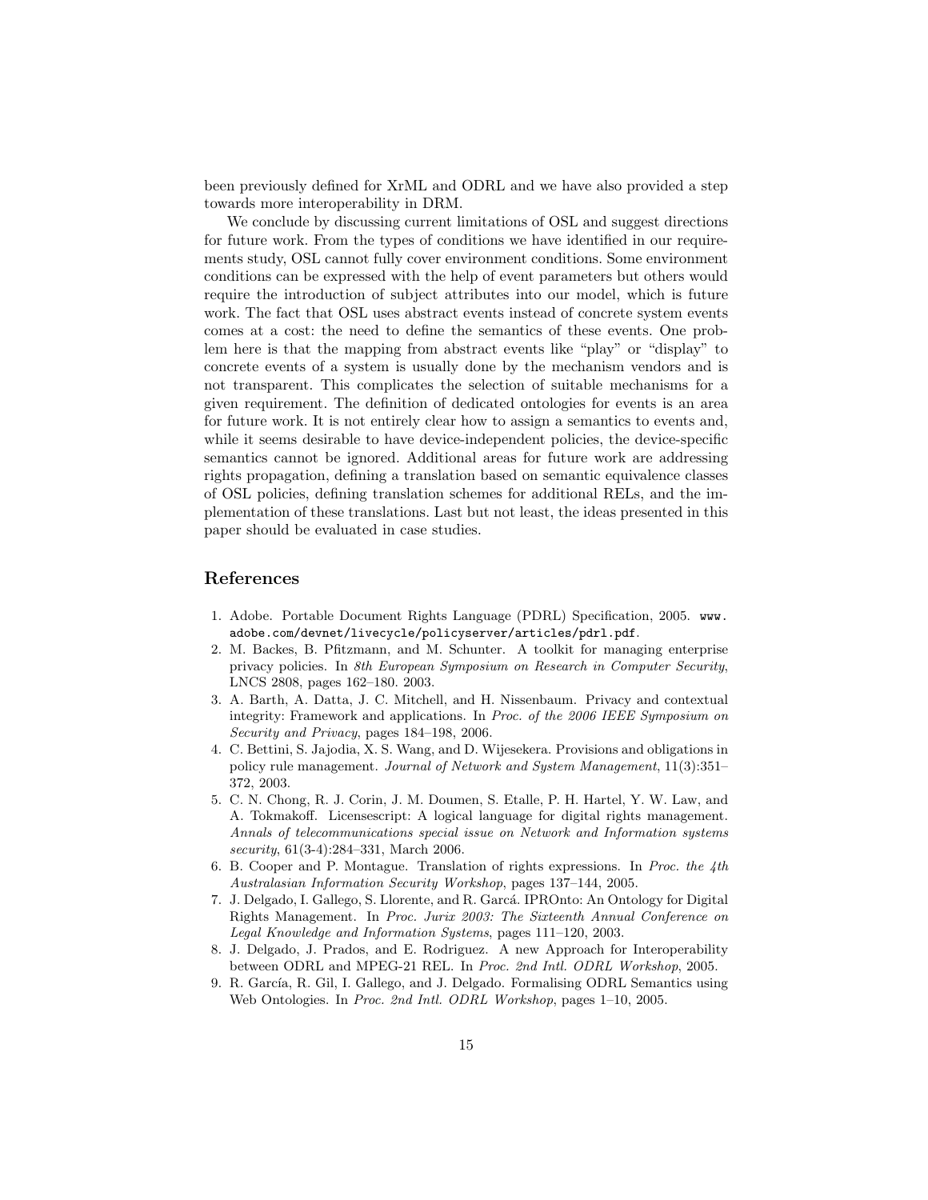been previously defined for XrML and ODRL and we have also provided a step towards more interoperability in DRM.

We conclude by discussing current limitations of OSL and suggest directions for future work. From the types of conditions we have identified in our requirements study, OSL cannot fully cover environment conditions. Some environment conditions can be expressed with the help of event parameters but others would require the introduction of subject attributes into our model, which is future work. The fact that OSL uses abstract events instead of concrete system events comes at a cost: the need to define the semantics of these events. One problem here is that the mapping from abstract events like "play" or "display" to concrete events of a system is usually done by the mechanism vendors and is not transparent. This complicates the selection of suitable mechanisms for a given requirement. The definition of dedicated ontologies for events is an area for future work. It is not entirely clear how to assign a semantics to events and, while it seems desirable to have device-independent policies, the device-specific semantics cannot be ignored. Additional areas for future work are addressing rights propagation, defining a translation based on semantic equivalence classes of OSL policies, defining translation schemes for additional RELs, and the implementation of these translations. Last but not least, the ideas presented in this paper should be evaluated in case studies.

## References

1. Adobe. Portable Document Rights Language (PDRL) Specification, 2005. `www.adobe.com/devnet/livecycle/policyserver/articles/pdrl.pdf`.
2. M. Backes, B. Pfitzmann, and M. Schunter. A toolkit for managing enterprise privacy policies. In *8th European Symposium on Research in Computer Security*, LNCS 2808, pages 162–180. 2003.
3. A. Barth, A. Datta, J. C. Mitchell, and H. Nissenbaum. Privacy and contextual integrity: Framework and applications. In *Proc. of the 2006 IEEE Symposium on Security and Privacy*, pages 184–198, 2006.
4. C. Bettini, S. Jajodia, X. S. Wang, and D. Wijesekera. Provisions and obligations in policy rule management. *Journal of Network and System Management*, 11(3):351–372, 2003.
5. C. N. Chong, R. J. Corin, J. M. Doumen, S. Etalle, P. H. Hartel, Y. W. Law, and A. Tokmakoff. Licensescript: A logical language for digital rights management. *Annals of telecommunications special issue on Network and Information systems security*, 61(3-4):284–331, March 2006.
6. B. Cooper and P. Montague. Translation of rights expressions. In *Proc. the 4th Australasian Information Security Workshop*, pages 137–144, 2005.
7. J. Delgado, I. Gallego, S. Llorente, and R. Garcá. IPROnto: An Ontology for Digital Rights Management. In *Proc. Jurix 2003: The Sixteenth Annual Conference on Legal Knowledge and Information Systems*, pages 111–120, 2003.
8. J. Delgado, J. Prados, and E. Rodriguez. A new Approach for Interoperability between ODRL and MPEG-21 REL. In *Proc. 2nd Intl. ODRL Workshop*, 2005.
9. R. García, R. Gil, I. Gallego, and J. Delgado. Formalising ODRL Semantics using Web Ontologies. In *Proc. 2nd Intl. ODRL Workshop*, pages 1–10, 2005.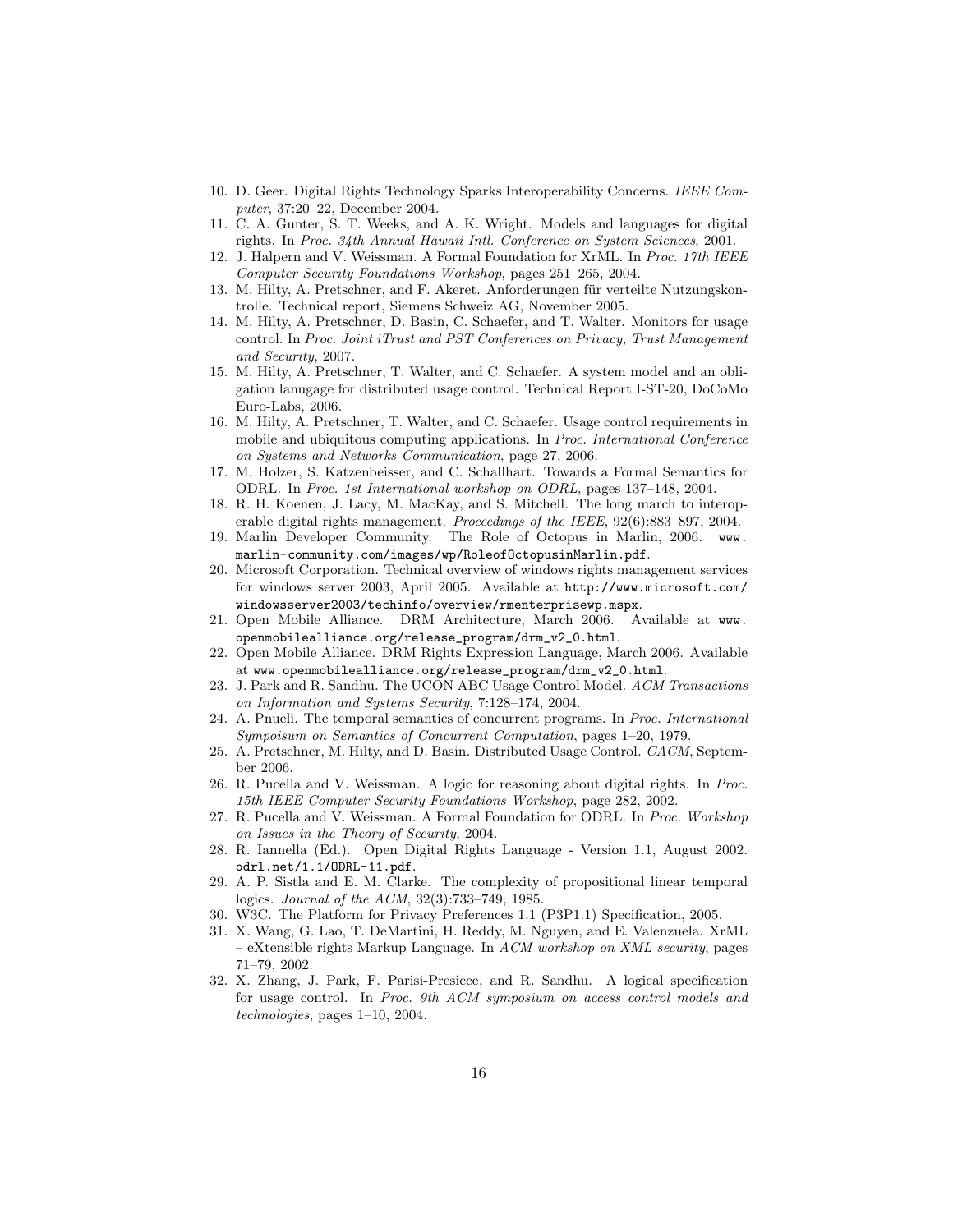10. D. Geer. Digital Rights Technology Sparks Interoperability Concerns. *IEEE Computer*, 37:20–22, December 2004.
11. C. A. Gunter, S. T. Weeks, and A. K. Wright. Models and languages for digital rights. In *Proc. 34th Annual Hawaii Intl. Conference on System Sciences*, 2001.
12. J. Halpern and V. Weissman. A Formal Foundation for XrML. In *Proc. 17th IEEE Computer Security Foundations Workshop*, pages 251–265, 2004.
13. M. Hilty, A. Pretschner, and F. Akeret. Anforderungen für verteilte Nutzungskontrolle. Technical report, Siemens Schweiz AG, November 2005.
14. M. Hilty, A. Pretschner, D. Basin, C. Schaefer, and T. Walter. Monitors for usage control. In *Proc. Joint iTrust and PST Conferences on Privacy, Trust Management and Security*, 2007.
15. M. Hilty, A. Pretschner, T. Walter, and C. Schaefer. A system model and an obligation lanugage for distributed usage control. Technical Report I-ST-20, DoCoMo Euro-Labs, 2006.
16. M. Hilty, A. Pretschner, T. Walter, and C. Schaefer. Usage control requirements in mobile and ubiquitous computing applications. In *Proc. International Conference on Systems and Networks Communication*, page 27, 2006.
17. M. Holzer, S. Katzenbeisser, and C. Schallhart. Towards a Formal Semantics for ODRL. In *Proc. 1st International workshop on ODRL*, pages 137–148, 2004.
18. R. H. Koenen, J. Lacy, M. MacKay, and S. Mitchell. The long march to interoperable digital rights management. *Proceedings of the IEEE*, 92(6):883–897, 2004.
19. Marlin Developer Community. The Role of Octopus in Marlin, 2006. `www.marlin-community.com/images/wp/RoleofOctopusinMarlin.pdf`.
20. Microsoft Corporation. Technical overview of windows rights management services for windows server 2003, April 2005. Available at `http://www.microsoft.com/windowsserver2003/techinfo/overview/rmenterprisewp.mspx`.
21. Open Mobile Alliance. DRM Architecture, March 2006. Available at `www.openmobilealliance.org/release_program/drm_v2_0.html`.
22. Open Mobile Alliance. DRM Rights Expression Language, March 2006. Available at `www.openmobilealliance.org/release_program/drm_v2_0.html`.
23. J. Park and R. Sandhu. The UCON ABC Usage Control Model. *ACM Transactions on Information and Systems Security*, 7:128–174, 2004.
24. A. Pnueli. The temporal semantics of concurrent programs. In *Proc. International Sympoisum on Semantics of Concurrent Computation*, pages 1–20, 1979.
25. A. Pretschner, M. Hilty, and D. Basin. Distributed Usage Control. *CACM*, September 2006.
26. R. Pucella and V. Weissman. A logic for reasoning about digital rights. In *Proc. 15th IEEE Computer Security Foundations Workshop*, page 282, 2002.
27. R. Pucella and V. Weissman. A Formal Foundation for ODRL. In *Proc. Workshop on Issues in the Theory of Security*, 2004.
28. R. Iannella (Ed.). Open Digital Rights Language - Version 1.1, August 2002. `odrl.net/1.1/ODRL-11.pdf`.
29. A. P. Sistla and E. M. Clarke. The complexity of propositional linear temporal logics. *Journal of the ACM*, 32(3):733–749, 1985.
30. W3C. The Platform for Privacy Preferences 1.1 (P3P1.1) Specification, 2005.
31. X. Wang, G. Lao, T. DeMartini, H. Reddy, M. Nguyen, and E. Valenzuela. XrML – eXtensible rights Markup Language. In *ACM workshop on XML security*, pages 71–79, 2002.
32. X. Zhang, J. Park, F. Parisi-Presicce, and R. Sandhu. A logical specification for usage control. In *Proc. 9th ACM symposium on access control models and technologies*, pages 1–10, 2004.